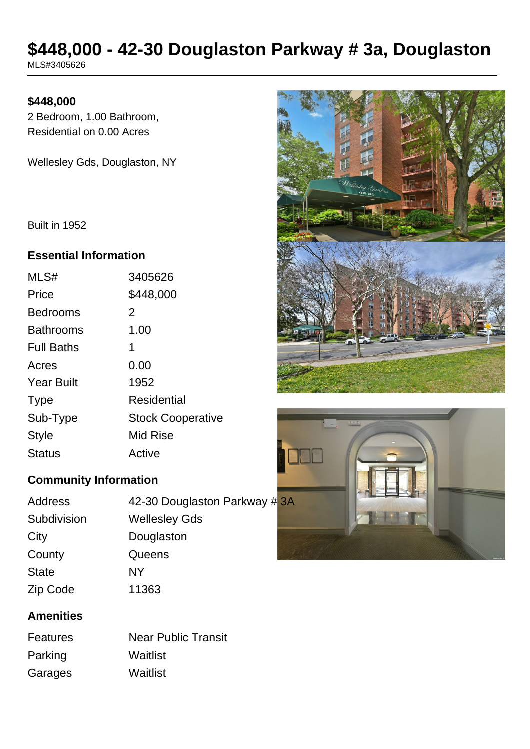# $448,000 - 42-30 Douglaston Parkway # 3a, Douglaston

MLS#3405626

**$448,000**

2 Bedroom, 1.00 Bathroom, Residential on 0.00 Acres

Wellesley Gds, Douglaston, NY

Built in 1952

## Essential Information

| | |
|---|---|
| MLS# | 3405626 |
| Price | $448,000 |
| Bedrooms | 2 |
| Bathrooms | 1.00 |
| Full Baths | 1 |
| Acres | 0.00 |
| Year Built | 1952 |
| Type | Residential |
| Sub-Type | Stock Cooperative |
| Style | Mid Rise |
| Status | Active |

## Community Information

| | |
|---|---|
| Address | 42-30 Douglaston Parkway # 3A |
| Subdivision | Wellesley Gds |
| City | Douglaston |
| County | Queens |
| State | NY |
| Zip Code | 11363 |

## Amenities

| | |
|---|---|
| Features | Near Public Transit |
| Parking | Waitlist |
| Garages | Waitlist |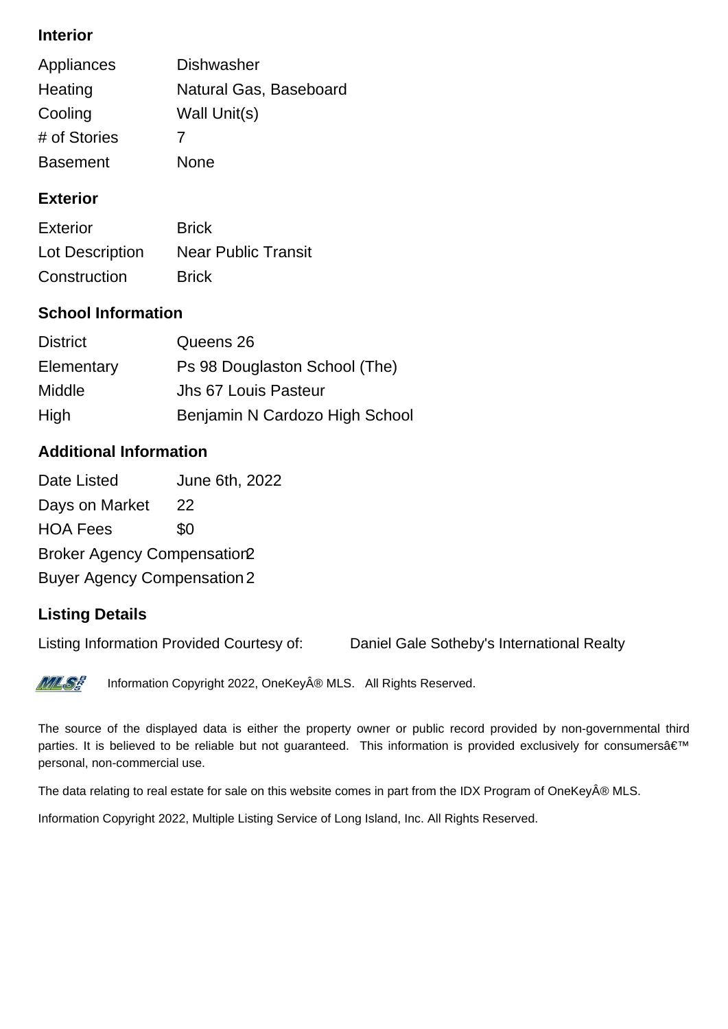### Interior

| | |
|---|---|
| Appliances | Dishwasher |
| Heating | Natural Gas, Baseboard |
| Cooling | Wall Unit(s) |
| # of Stories | 7 |
| Basement | None |

### Exterior

| | |
|---|---|
| Exterior | Brick |
| Lot Description | Near Public Transit |
| Construction | Brick |

### School Information

| | |
|---|---|
| District | Queens 26 |
| Elementary | Ps 98 Douglaston School (The) |
| Middle | Jhs 67 Louis Pasteur |
| High | Benjamin N Cardozo High School |

### Additional Information

| | |
|---|---|
| Date Listed | June 6th, 2022 |
| Days on Market | 22 |
| HOA Fees | $0 |
| Broker Agency Compensation | 2 |
| Buyer Agency Compensation | 2 |

### Listing Details

Listing Information Provided Courtesy of: Daniel Gale Sotheby's International Realty

Information Copyright 2022, OneKeyÂ® MLS. All Rights Reserved.

The source of the displayed data is either the property owner or public record provided by non-governmental third parties. It is believed to be reliable but not guaranteed. This information is provided exclusively for consumersâ€™ personal, non-commercial use.

The data relating to real estate for sale on this website comes in part from the IDX Program of OneKeyÂ® MLS.

Information Copyright 2022, Multiple Listing Service of Long Island, Inc. All Rights Reserved.